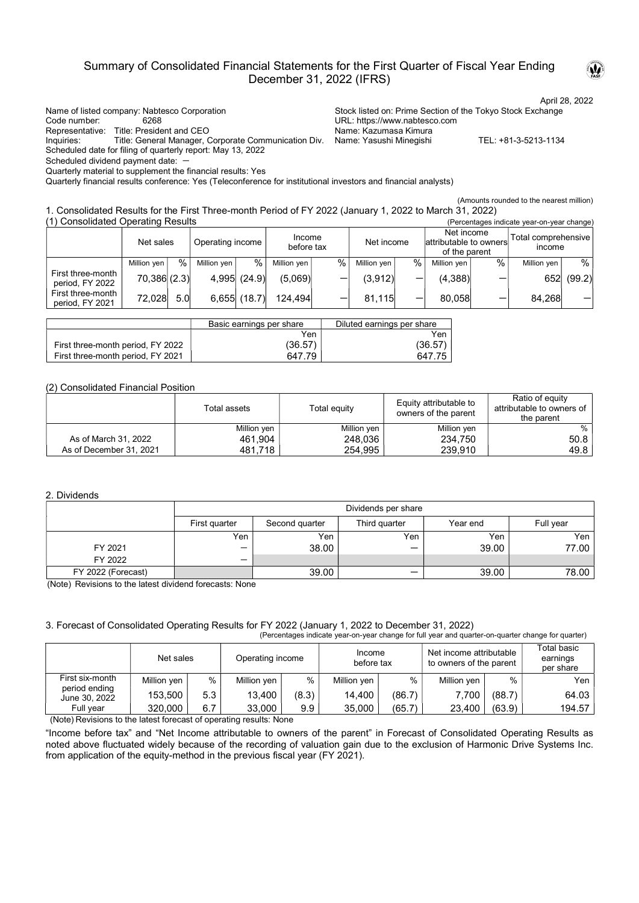# Summary of Consolidated Financial Statements for the First Quarter of Fiscal Year Ending December 31, 2022 (IFRS)

April 28, 2022

Name of listed company: Nabtesco Corporation
Stock listed on: Prime Section of the Tokyo Stock Exchange
Code number: 6268
URL: https://www.nabtesco.com
Representative: Title: President and CEO Name: Kazumasa Kimura
Inquiries: Title: General Manager, Corporate Communication Div. Name: Yasushi Minegishi TEL: +81-3-5213-1134
Scheduled date for filing of quarterly report: May 13, 2022
Scheduled dividend payment date: －
Quarterly material to supplement the financial results: Yes
Quarterly financial results conference: Yes (Teleconference for institutional investors and financial analysts)

(Amounts rounded to the nearest million)

## 1. Consolidated Results for the First Three-month Period of FY 2022 (January 1, 2022 to March 31, 2022)

### (1) Consolidated Operating Results

(Percentages indicate year-on-year change)

| | Net sales | | Operating income | | Income before tax | | Net income | | Net income attributable to owners of the parent | | Total comprehensive income | |
|---|---|---|---|---|---|---|---|---|---|---|---|---|
| | Million yen | % | Million yen | % | Million yen | % | Million yen | % | Million yen | % | Million yen | % |
| First three-month period, FY 2022 | 70,386 | (2.3) | 4,995 | (24.9) | (5,069) | ― | (3,912) | ― | (4,388) | ― | 652 | (99.2) |
| First three-month period, FY 2021 | 72,028 | 5.0 | 6,655 | (18.7) | 124,494 | ― | 81,115 | ― | 80,058 | ― | 84,268 | ― |

| | Basic earnings per share | Diluted earnings per share |
|---|---|---|
| | Yen | Yen |
| First three-month period, FY 2022 | (36.57) | (36.57) |
| First three-month period, FY 2021 | 647.79 | 647.75 |

### (2) Consolidated Financial Position

| | Total assets | Total equity | Equity attributable to owners of the parent | Ratio of equity attributable to owners of the parent |
|---|---|---|---|---|
| | Million yen | Million yen | Million yen | % |
| As of March 31, 2022 | 461,904 | 248,036 | 234,750 | 50.8 |
| As of December 31, 2021 | 481,718 | 254,995 | 239,910 | 49.8 |

## 2. Dividends

| | Dividends per share | | | | |
|---|---|---|---|---|---|
| | First quarter | Second quarter | Third quarter | Year end | Full year |
| | Yen | Yen | Yen | Yen | Yen |
| FY 2021 | ― | 38.00 | ― | 39.00 | 77.00 |
| FY 2022 | ― | | | | |
| FY 2022 (Forecast) | | 39.00 | ― | 39.00 | 78.00 |

(Note) Revisions to the latest dividend forecasts: None

## 3. Forecast of Consolidated Operating Results for FY 2022 (January 1, 2022 to December 31, 2022)

(Percentages indicate year-on-year change for full year and quarter-on-quarter change for quarter)

| | Net sales | | Operating income | | Income before tax | | Net income attributable to owners of the parent | | Total basic earnings per share |
|---|---|---|---|---|---|---|---|---|---|
| | Million yen | % | Million yen | % | Million yen | % | Million yen | % | Yen |
| First six-month period ending June 30, 2022 | 153,500 | 5.3 | 13,400 | (8.3) | 14,400 | (86.7) | 7,700 | (88.7) | 64.03 |
| Full year | 320,000 | 6.7 | 33,000 | 9.9 | 35,000 | (65.7) | 23,400 | (63.9) | 194.57 |

(Note) Revisions to the latest forecast of operating results: None

"Income before tax" and "Net Income attributable to owners of the parent" in Forecast of Consolidated Operating Results as noted above fluctuated widely because of the recording of valuation gain due to the exclusion of Harmonic Drive Systems Inc. from application of the equity-method in the previous fiscal year (FY 2021).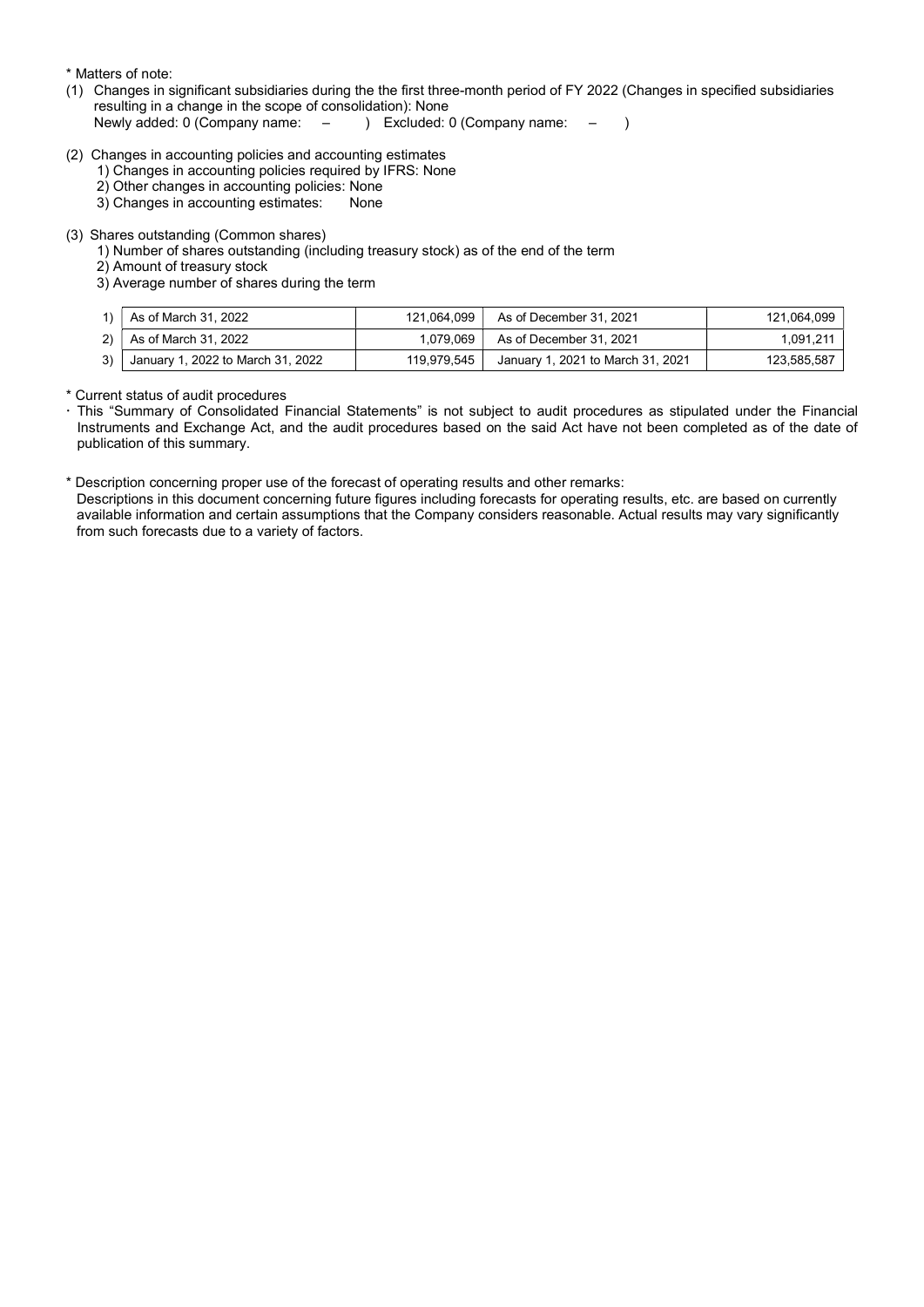\* Matters of note:

(1) Changes in significant subsidiaries during the the first three-month period of FY 2022 (Changes in specified subsidiaries resulting in a change in the scope of consolidation): None
Newly added: 0 (Company name: – ) Excluded: 0 (Company name: – )

(2) Changes in accounting policies and accounting estimates
1) Changes in accounting policies required by IFRS: None
2) Other changes in accounting policies: None
3) Changes in accounting estimates: None

(3) Shares outstanding (Common shares)
1) Number of shares outstanding (including treasury stock) as of the end of the term
2) Amount of treasury stock
3) Average number of shares during the term

| | | | | |
|---|---|---|---|---|
| 1) | As of March 31, 2022 | 121,064,099 | As of December 31, 2021 | 121,064,099 |
| 2) | As of March 31, 2022 | 1,079,069 | As of December 31, 2021 | 1,091,211 |
| 3) | January 1, 2022 to March 31, 2022 | 119,979,545 | January 1, 2021 to March 31, 2021 | 123,585,587 |

\* Current status of audit procedures

· This "Summary of Consolidated Financial Statements" is not subject to audit procedures as stipulated under the Financial Instruments and Exchange Act, and the audit procedures based on the said Act have not been completed as of the date of publication of this summary.

\* Description concerning proper use of the forecast of operating results and other remarks:
Descriptions in this document concerning future figures including forecasts for operating results, etc. are based on currently available information and certain assumptions that the Company considers reasonable. Actual results may vary significantly from such forecasts due to a variety of factors.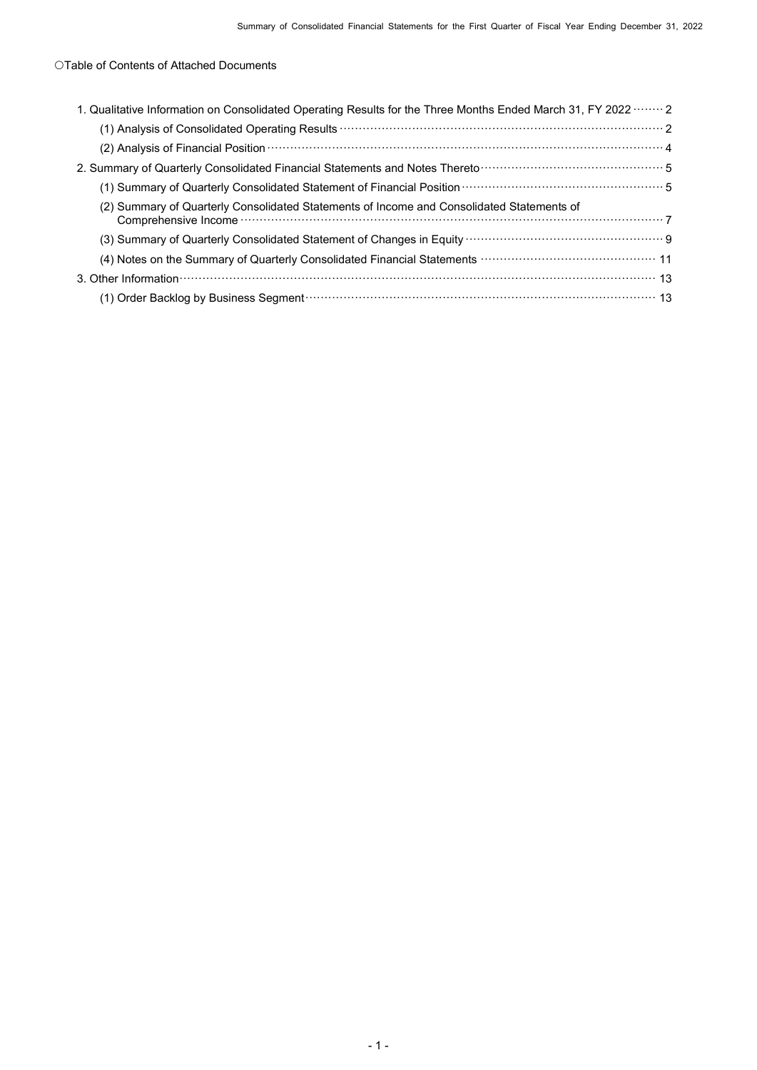○Table of Contents of Attached Documents

1. Qualitative Information on Consolidated Operating Results for the Three Months Ended March 31, FY 2022 ········ 2
    - (1) Analysis of Consolidated Operating Results ···················································································· 2
    - (2) Analysis of Financial Position ··································································································· 4
2. Summary of Quarterly Consolidated Financial Statements and Notes Thereto ··············································· 5
    - (1) Summary of Quarterly Consolidated Statement of Financial Position ···················································· 5
    - (2) Summary of Quarterly Consolidated Statements of Income and Consolidated Statements of Comprehensive Income ··························································································································· 7
    - (3) Summary of Quarterly Consolidated Statement of Changes in Equity ··················································· 9
    - (4) Notes on the Summary of Quarterly Consolidated Financial Statements ············································· 11
3. Other Information ··········································································································································· 13
    - (1) Order Backlog by Business Segment ·························································································· 13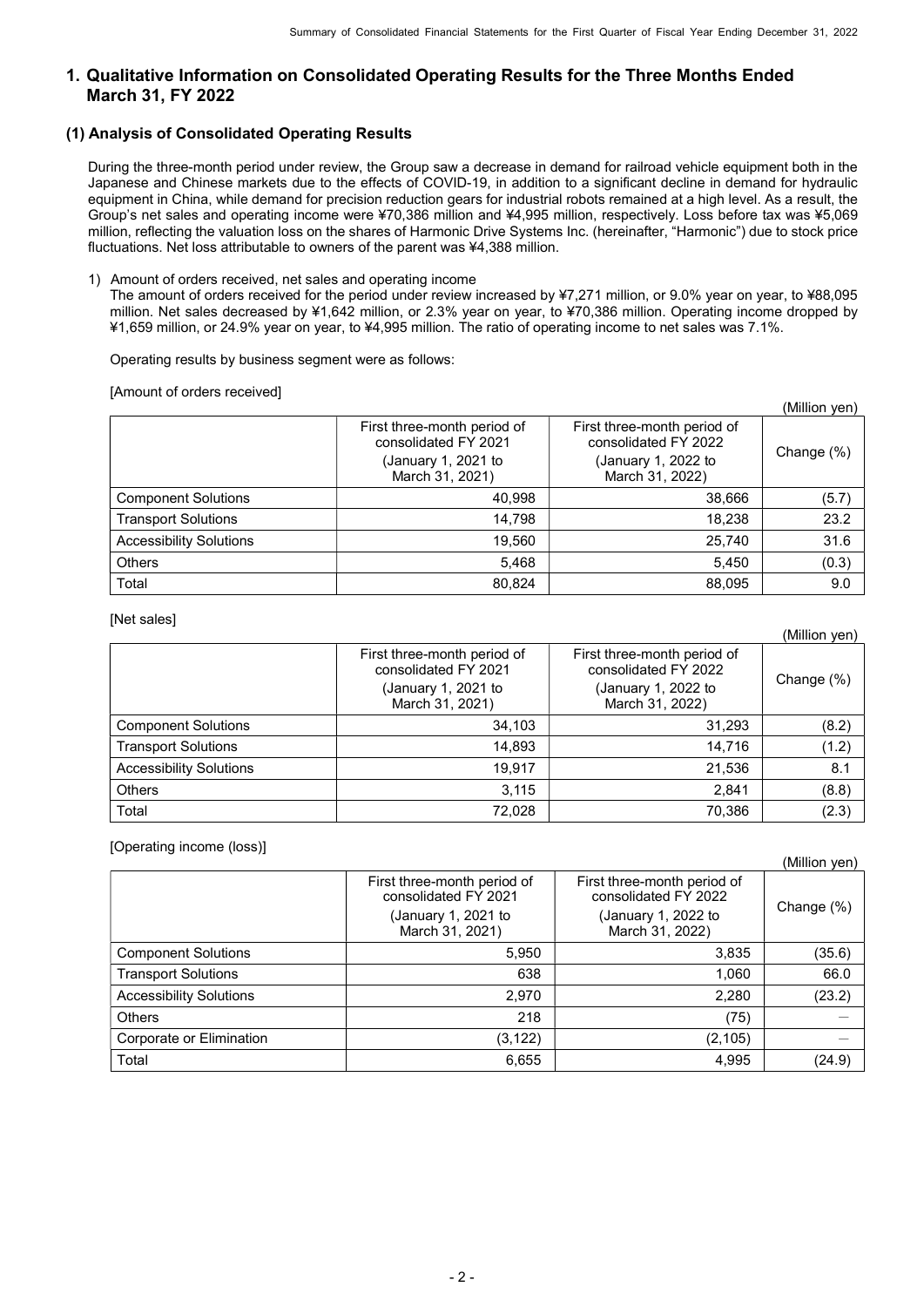# 1. Qualitative Information on Consolidated Operating Results for the Three Months Ended March 31, FY 2022

## (1) Analysis of Consolidated Operating Results

During the three-month period under review, the Group saw a decrease in demand for railroad vehicle equipment both in the Japanese and Chinese markets due to the effects of COVID-19, in addition to a significant decline in demand for hydraulic equipment in China, while demand for precision reduction gears for industrial robots remained at a high level. As a result, the Group's net sales and operating income were ¥70,386 million and ¥4,995 million, respectively. Loss before tax was ¥5,069 million, reflecting the valuation loss on the shares of Harmonic Drive Systems Inc. (hereinafter, "Harmonic") due to stock price fluctuations. Net loss attributable to owners of the parent was ¥4,388 million.

1) Amount of orders received, net sales and operating income

The amount of orders received for the period under review increased by ¥7,271 million, or 9.0% year on year, to ¥88,095 million. Net sales decreased by ¥1,642 million, or 2.3% year on year, to ¥70,386 million. Operating income dropped by ¥1,659 million, or 24.9% year on year, to ¥4,995 million. The ratio of operating income to net sales was 7.1%.

Operating results by business segment were as follows:

[Amount of orders received]

(Million yen)

| | First three-month period of consolidated FY 2021 (January 1, 2021 to March 31, 2021) | First three-month period of consolidated FY 2022 (January 1, 2022 to March 31, 2022) | Change (%) |
|---|---|---|---|
| Component Solutions | 40,998 | 38,666 | (5.7) |
| Transport Solutions | 14,798 | 18,238 | 23.2 |
| Accessibility Solutions | 19,560 | 25,740 | 31.6 |
| Others | 5,468 | 5,450 | (0.3) |
| Total | 80,824 | 88,095 | 9.0 |

[Net sales]

(Million yen)

| | First three-month period of consolidated FY 2021 (January 1, 2021 to March 31, 2021) | First three-month period of consolidated FY 2022 (January 1, 2022 to March 31, 2022) | Change (%) |
|---|---|---|---|
| Component Solutions | 34,103 | 31,293 | (8.2) |
| Transport Solutions | 14,893 | 14,716 | (1.2) |
| Accessibility Solutions | 19,917 | 21,536 | 8.1 |
| Others | 3,115 | 2,841 | (8.8) |
| Total | 72,028 | 70,386 | (2.3) |

[Operating income (loss)]

(Million yen)

| | First three-month period of consolidated FY 2021 (January 1, 2021 to March 31, 2021) | First three-month period of consolidated FY 2022 (January 1, 2022 to March 31, 2022) | Change (%) |
|---|---|---|---|
| Component Solutions | 5,950 | 3,835 | (35.6) |
| Transport Solutions | 638 | 1,060 | 66.0 |
| Accessibility Solutions | 2,970 | 2,280 | (23.2) |
| Others | 218 | (75) | ― |
| Corporate or Elimination | (3,122) | (2,105) | ― |
| Total | 6,655 | 4,995 | (24.9) |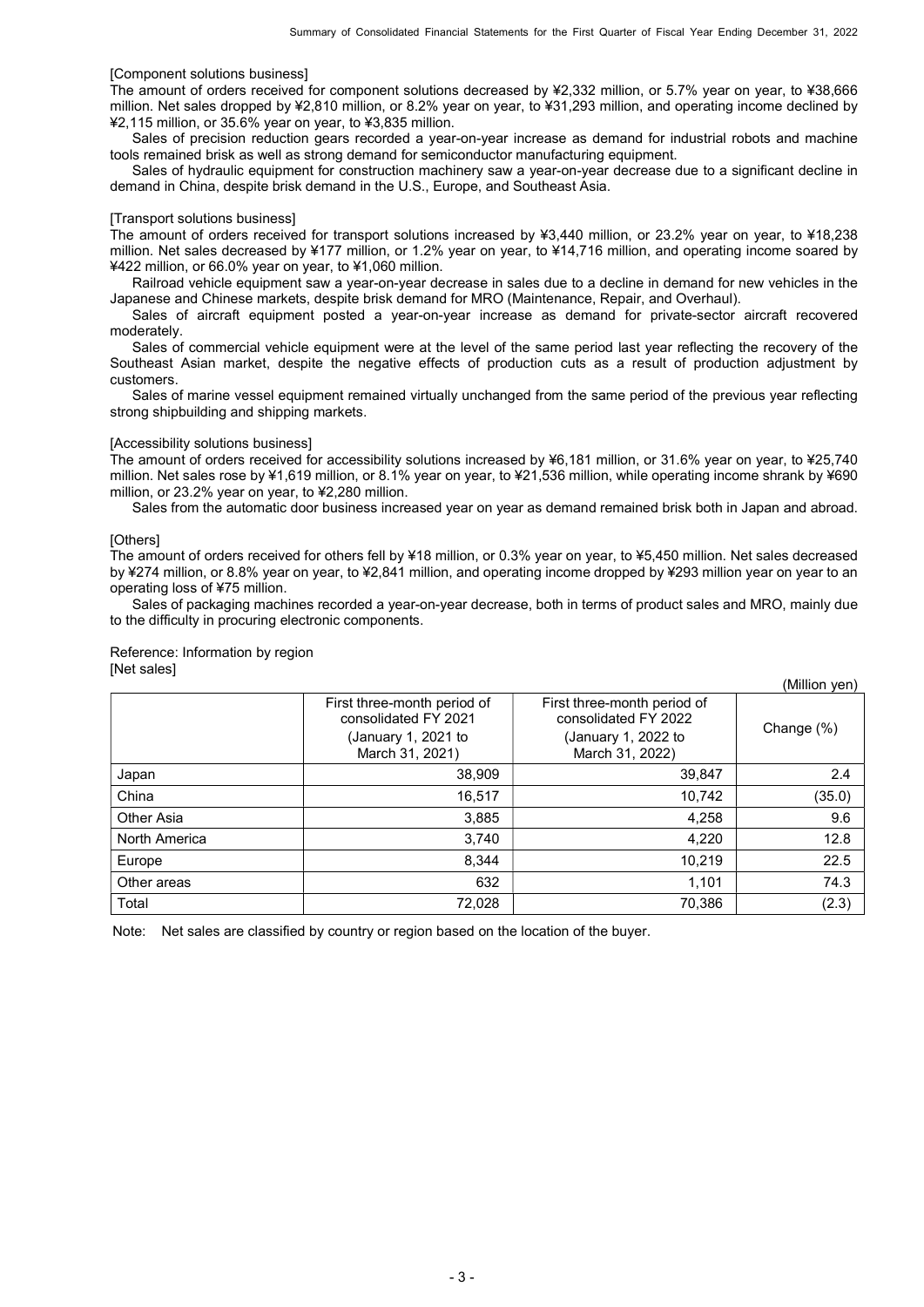[Component solutions business]

The amount of orders received for component solutions decreased by ¥2,332 million, or 5.7% year on year, to ¥38,666 million. Net sales dropped by ¥2,810 million, or 8.2% year on year, to ¥31,293 million, and operating income declined by ¥2,115 million, or 35.6% year on year, to ¥3,835 million.

Sales of precision reduction gears recorded a year-on-year increase as demand for industrial robots and machine tools remained brisk as well as strong demand for semiconductor manufacturing equipment.

Sales of hydraulic equipment for construction machinery saw a year-on-year decrease due to a significant decline in demand in China, despite brisk demand in the U.S., Europe, and Southeast Asia.

[Transport solutions business]

The amount of orders received for transport solutions increased by ¥3,440 million, or 23.2% year on year, to ¥18,238 million. Net sales decreased by ¥177 million, or 1.2% year on year, to ¥14,716 million, and operating income soared by ¥422 million, or 66.0% year on year, to ¥1,060 million.

Railroad vehicle equipment saw a year-on-year decrease in sales due to a decline in demand for new vehicles in the Japanese and Chinese markets, despite brisk demand for MRO (Maintenance, Repair, and Overhaul).

Sales of aircraft equipment posted a year-on-year increase as demand for private-sector aircraft recovered moderately.

Sales of commercial vehicle equipment were at the level of the same period last year reflecting the recovery of the Southeast Asian market, despite the negative effects of production cuts as a result of production adjustment by customers.

Sales of marine vessel equipment remained virtually unchanged from the same period of the previous year reflecting strong shipbuilding and shipping markets.

[Accessibility solutions business]

The amount of orders received for accessibility solutions increased by ¥6,181 million, or 31.6% year on year, to ¥25,740 million. Net sales rose by ¥1,619 million, or 8.1% year on year, to ¥21,536 million, while operating income shrank by ¥690 million, or 23.2% year on year, to ¥2,280 million.

Sales from the automatic door business increased year on year as demand remained brisk both in Japan and abroad.

[Others]

The amount of orders received for others fell by ¥18 million, or 0.3% year on year, to ¥5,450 million. Net sales decreased by ¥274 million, or 8.8% year on year, to ¥2,841 million, and operating income dropped by ¥293 million year on year to an operating loss of ¥75 million.

Sales of packaging machines recorded a year-on-year decrease, both in terms of product sales and MRO, mainly due to the difficulty in procuring electronic components.

Reference: Information by region

[Net sales]

(Million yen)

| | First three-month period of consolidated FY 2021 (January 1, 2021 to March 31, 2021) | First three-month period of consolidated FY 2022 (January 1, 2022 to March 31, 2022) | Change (%) |
|---|---|---|---|
| Japan | 38,909 | 39,847 | 2.4 |
| China | 16,517 | 10,742 | (35.0) |
| Other Asia | 3,885 | 4,258 | 9.6 |
| North America | 3,740 | 4,220 | 12.8 |
| Europe | 8,344 | 10,219 | 22.5 |
| Other areas | 632 | 1,101 | 74.3 |
| Total | 72,028 | 70,386 | (2.3) |

Note: Net sales are classified by country or region based on the location of the buyer.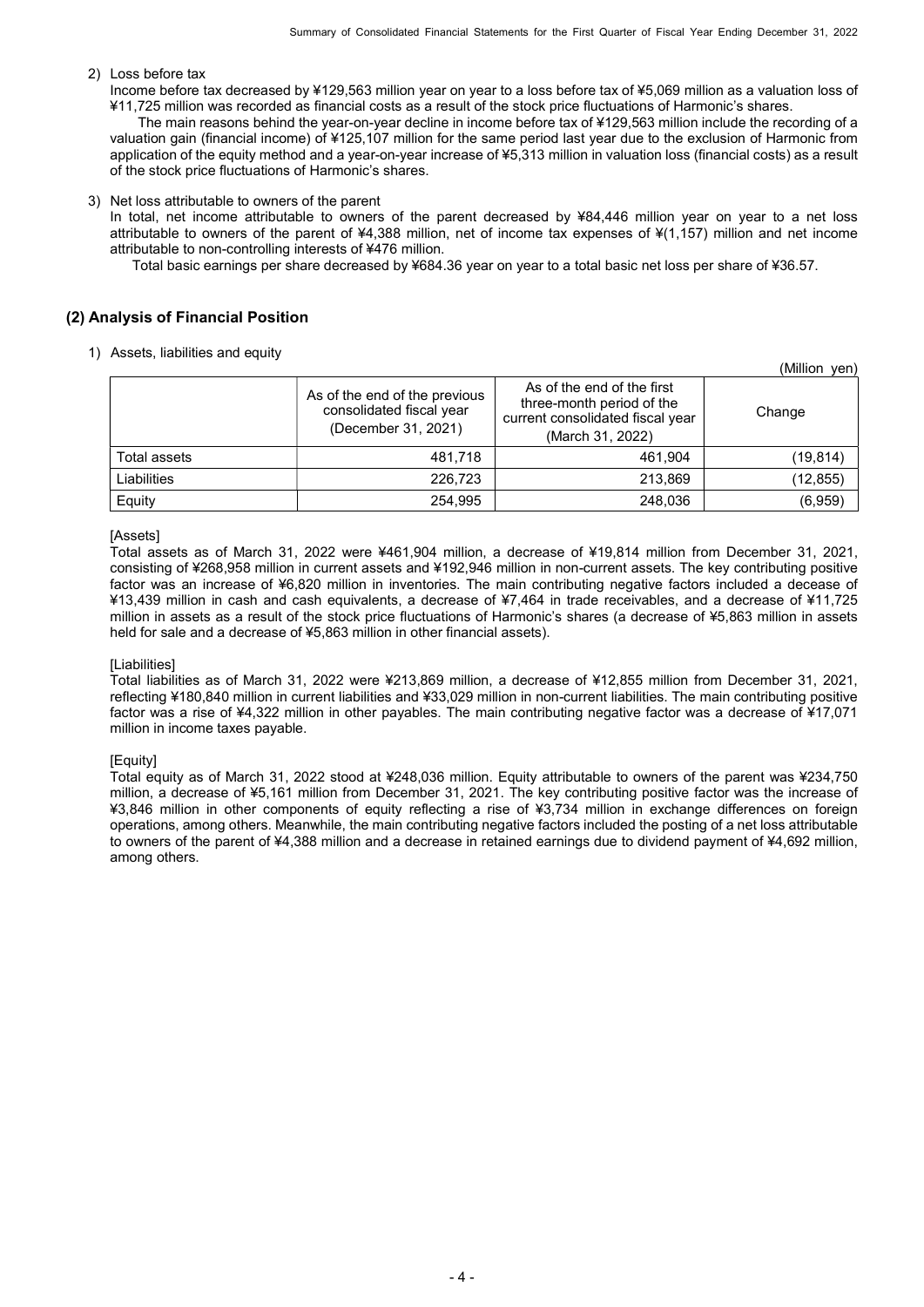2) Loss before tax

Income before tax decreased by ¥129,563 million year on year to a loss before tax of ¥5,069 million as a valuation loss of ¥11,725 million was recorded as financial costs as a result of the stock price fluctuations of Harmonic's shares.

The main reasons behind the year-on-year decline in income before tax of ¥129,563 million include the recording of a valuation gain (financial income) of ¥125,107 million for the same period last year due to the exclusion of Harmonic from application of the equity method and a year-on-year increase of ¥5,313 million in valuation loss (financial costs) as a result of the stock price fluctuations of Harmonic's shares.

3) Net loss attributable to owners of the parent

In total, net income attributable to owners of the parent decreased by ¥84,446 million year on year to a net loss attributable to owners of the parent of ¥4,388 million, net of income tax expenses of ¥(1,157) million and net income attributable to non-controlling interests of ¥476 million.

Total basic earnings per share decreased by ¥684.36 year on year to a total basic net loss per share of ¥36.57.

## (2) Analysis of Financial Position

1) Assets, liabilities and equity

(Million yen)

| | As of the end of the previous consolidated fiscal year (December 31, 2021) | As of the end of the first three-month period of the current consolidated fiscal year (March 31, 2022) | Change |
|---|---|---|---|
| Total assets | 481,718 | 461,904 | (19,814) |
| Liabilities | 226,723 | 213,869 | (12,855) |
| Equity | 254,995 | 248,036 | (6,959) |

[Assets]

Total assets as of March 31, 2022 were ¥461,904 million, a decrease of ¥19,814 million from December 31, 2021, consisting of ¥268,958 million in current assets and ¥192,946 million in non-current assets. The key contributing positive factor was an increase of ¥6,820 million in inventories. The main contributing negative factors included a decease of ¥13,439 million in cash and cash equivalents, a decrease of ¥7,464 in trade receivables, and a decrease of ¥11,725 million in assets as a result of the stock price fluctuations of Harmonic's shares (a decrease of ¥5,863 million in assets held for sale and a decrease of ¥5,863 million in other financial assets).

[Liabilities]

Total liabilities as of March 31, 2022 were ¥213,869 million, a decrease of ¥12,855 million from December 31, 2021, reflecting ¥180,840 million in current liabilities and ¥33,029 million in non-current liabilities. The main contributing positive factor was a rise of ¥4,322 million in other payables. The main contributing negative factor was a decrease of ¥17,071 million in income taxes payable.

[Equity]

Total equity as of March 31, 2022 stood at ¥248,036 million. Equity attributable to owners of the parent was ¥234,750 million, a decrease of ¥5,161 million from December 31, 2021. The key contributing positive factor was the increase of ¥3,846 million in other components of equity reflecting a rise of ¥3,734 million in exchange differences on foreign operations, among others. Meanwhile, the main contributing negative factors included the posting of a net loss attributable to owners of the parent of ¥4,388 million and a decrease in retained earnings due to dividend payment of ¥4,692 million, among others.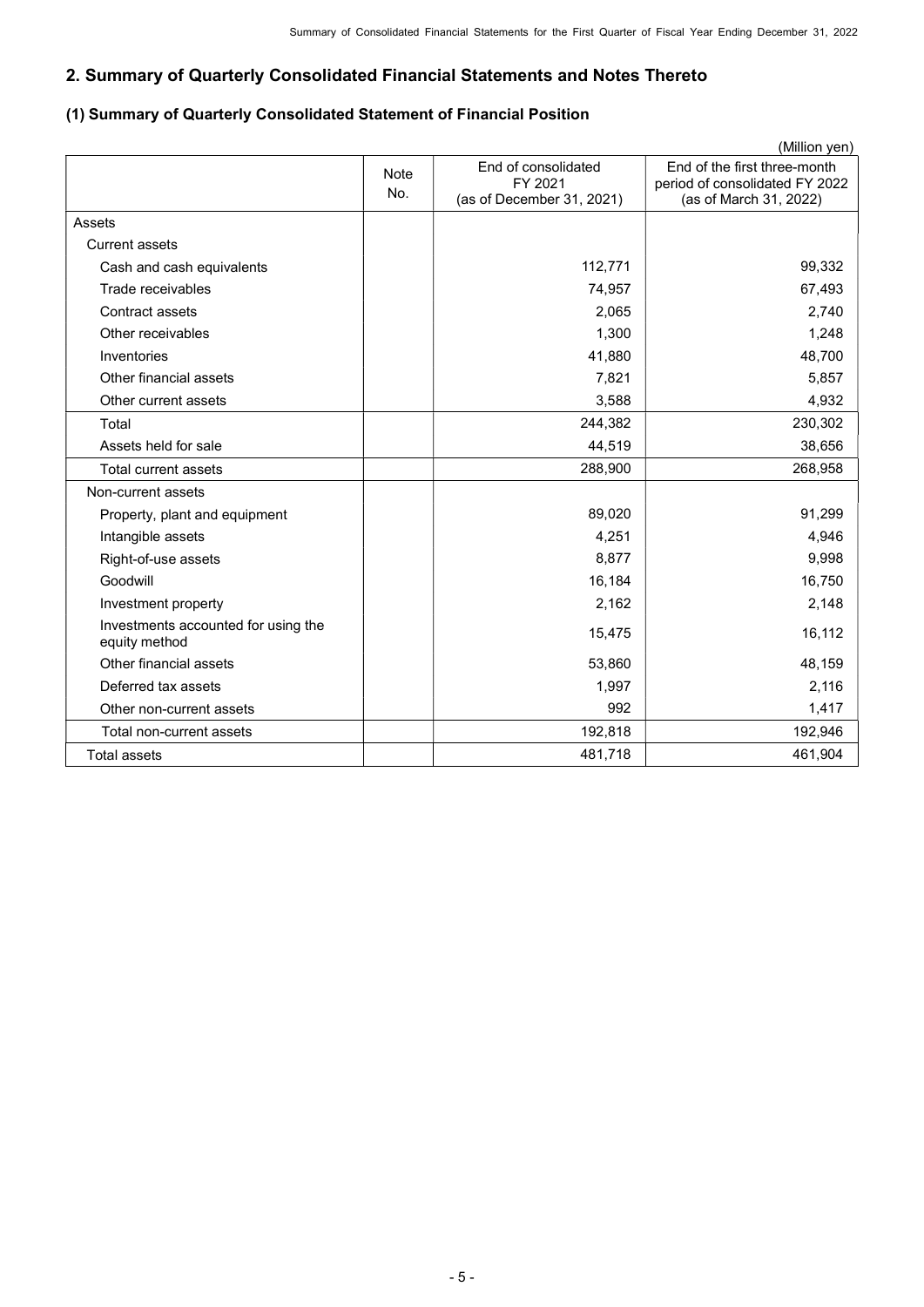## 2. Summary of Quarterly Consolidated Financial Statements and Notes Thereto

### (1) Summary of Quarterly Consolidated Statement of Financial Position

(Million yen)

| | Note No. | End of consolidated FY 2021 (as of December 31, 2021) | End of the first three-month period of consolidated FY 2022 (as of March 31, 2022) |
|---|---|---|---|
| Assets | | | |
| Current assets | | | |
| Cash and cash equivalents | | 112,771 | 99,332 |
| Trade receivables | | 74,957 | 67,493 |
| Contract assets | | 2,065 | 2,740 |
| Other receivables | | 1,300 | 1,248 |
| Inventories | | 41,880 | 48,700 |
| Other financial assets | | 7,821 | 5,857 |
| Other current assets | | 3,588 | 4,932 |
| Total | | 244,382 | 230,302 |
| Assets held for sale | | 44,519 | 38,656 |
| Total current assets | | 288,900 | 268,958 |
| Non-current assets | | | |
| Property, plant and equipment | | 89,020 | 91,299 |
| Intangible assets | | 4,251 | 4,946 |
| Right-of-use assets | | 8,877 | 9,998 |
| Goodwill | | 16,184 | 16,750 |
| Investment property | | 2,162 | 2,148 |
| Investments accounted for using the equity method | | 15,475 | 16,112 |
| Other financial assets | | 53,860 | 48,159 |
| Deferred tax assets | | 1,997 | 2,116 |
| Other non-current assets | | 992 | 1,417 |
| Total non-current assets | | 192,818 | 192,946 |
| Total assets | | 481,718 | 461,904 |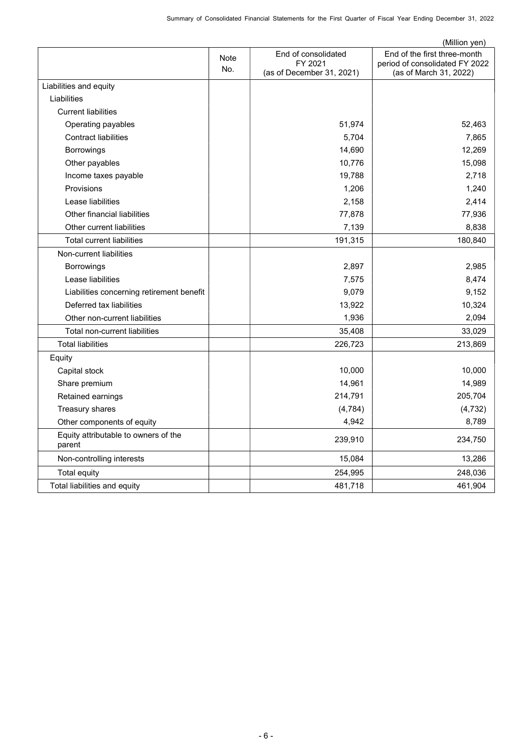(Million yen)

| | Note No. | End of consolidated FY 2021 (as of December 31, 2021) | End of the first three-month period of consolidated FY 2022 (as of March 31, 2022) |
|---|---|---|---|
| Liabilities and equity | | | |
| Liabilities | | | |
| Current liabilities | | | |
| Operating payables | | 51,974 | 52,463 |
| Contract liabilities | | 5,704 | 7,865 |
| Borrowings | | 14,690 | 12,269 |
| Other payables | | 10,776 | 15,098 |
| Income taxes payable | | 19,788 | 2,718 |
| Provisions | | 1,206 | 1,240 |
| Lease liabilities | | 2,158 | 2,414 |
| Other financial liabilities | | 77,878 | 77,936 |
| Other current liabilities | | 7,139 | 8,838 |
| Total current liabilities | | 191,315 | 180,840 |
| Non-current liabilities | | | |
| Borrowings | | 2,897 | 2,985 |
| Lease liabilities | | 7,575 | 8,474 |
| Liabilities concerning retirement benefit | | 9,079 | 9,152 |
| Deferred tax liabilities | | 13,922 | 10,324 |
| Other non-current liabilities | | 1,936 | 2,094 |
| Total non-current liabilities | | 35,408 | 33,029 |
| Total liabilities | | 226,723 | 213,869 |
| Equity | | | |
| Capital stock | | 10,000 | 10,000 |
| Share premium | | 14,961 | 14,989 |
| Retained earnings | | 214,791 | 205,704 |
| Treasury shares | | (4,784) | (4,732) |
| Other components of equity | | 4,942 | 8,789 |
| Equity attributable to owners of the parent | | 239,910 | 234,750 |
| Non-controlling interests | | 15,084 | 13,286 |
| Total equity | | 254,995 | 248,036 |
| Total liabilities and equity | | 481,718 | 461,904 |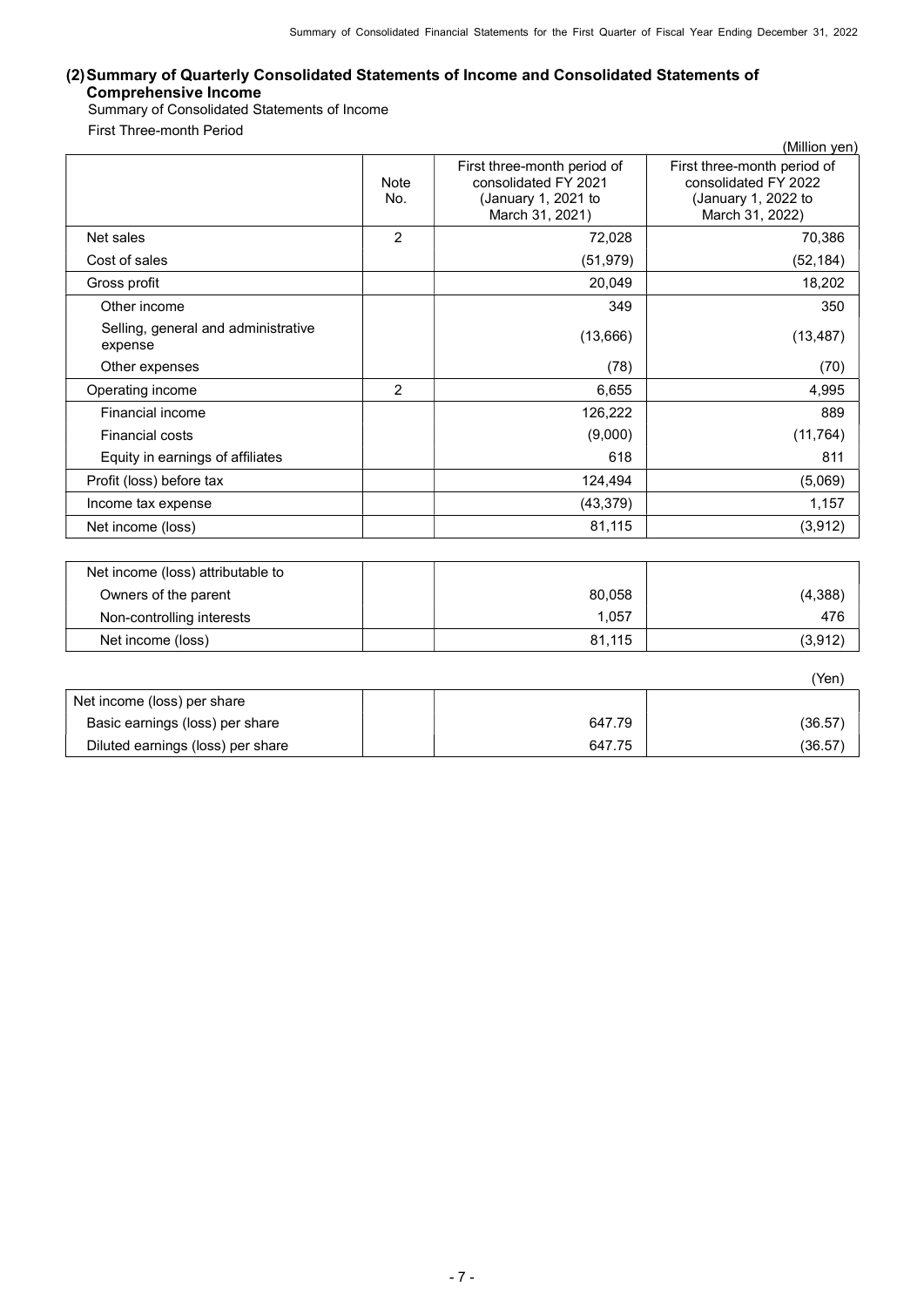## (2) Summary of Quarterly Consolidated Statements of Income and Consolidated Statements of Comprehensive Income

Summary of Consolidated Statements of Income

First Three-month Period

(Million yen)

| | Note No. | First three-month period of consolidated FY 2021 (January 1, 2021 to March 31, 2021) | First three-month period of consolidated FY 2022 (January 1, 2022 to March 31, 2022) |
|---|---|---|---|
| Net sales | 2 | 72,028 | 70,386 |
| Cost of sales | | (51,979) | (52,184) |
| Gross profit | | 20,049 | 18,202 |
| Other income | | 349 | 350 |
| Selling, general and administrative expense | | (13,666) | (13,487) |
| Other expenses | | (78) | (70) |
| Operating income | 2 | 6,655 | 4,995 |
| Financial income | | 126,222 | 889 |
| Financial costs | | (9,000) | (11,764) |
| Equity in earnings of affiliates | | 618 | 811 |
| Profit (loss) before tax | | 124,494 | (5,069) |
| Income tax expense | | (43,379) | 1,157 |
| Net income (loss) | | 81,115 | (3,912) |

| | | | |
|---|---|---|---|
| Net income (loss) attributable to | | | |
| Owners of the parent | | 80,058 | (4,388) |
| Non-controlling interests | | 1,057 | 476 |
| Net income (loss) | | 81,115 | (3,912) |

(Yen)

| | | | |
|---|---|---|---|
| Net income (loss) per share | | | |
| Basic earnings (loss) per share | | 647.79 | (36.57) |
| Diluted earnings (loss) per share | | 647.75 | (36.57) |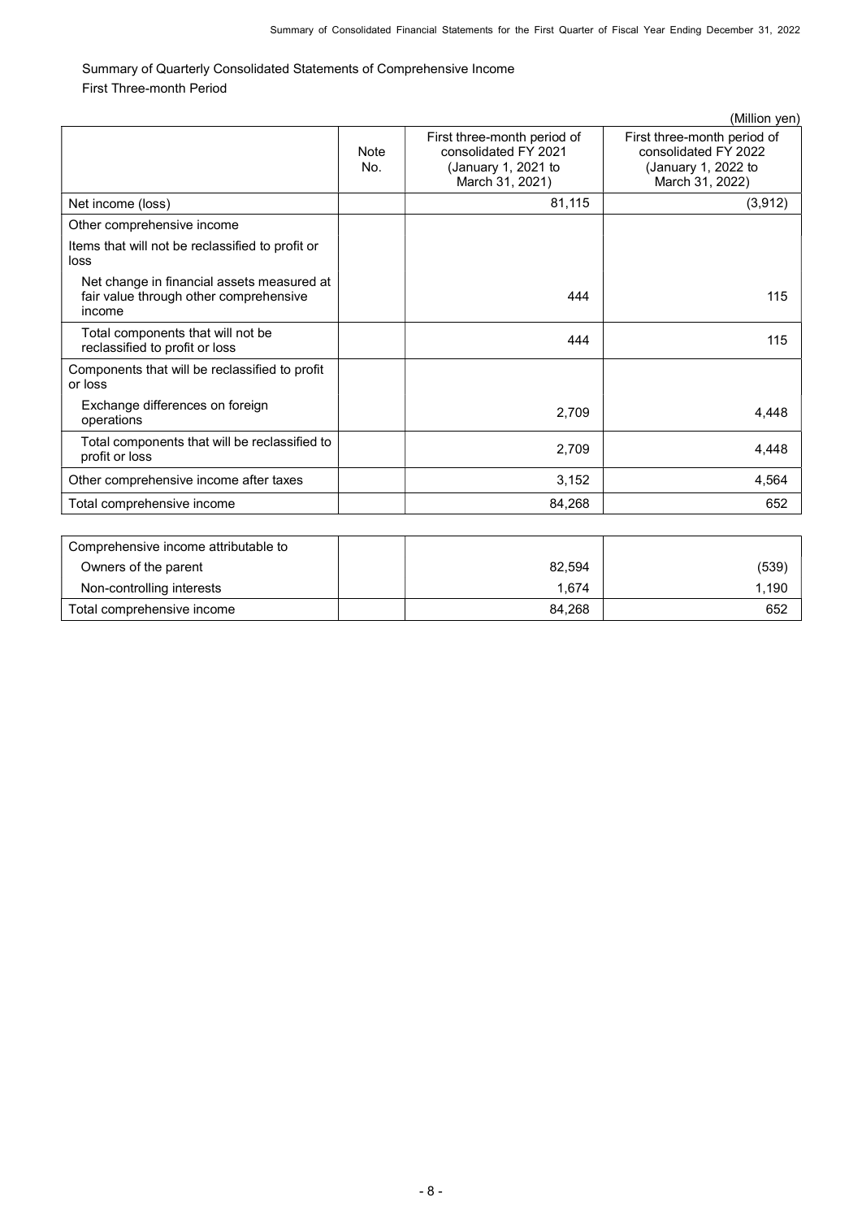Summary of Quarterly Consolidated Statements of Comprehensive Income

First Three-month Period

(Million yen)

| | Note No. | First three-month period of consolidated FY 2021 (January 1, 2021 to March 31, 2021) | First three-month period of consolidated FY 2022 (January 1, 2022 to March 31, 2022) |
|---|---|---|---|
| Net income (loss) | | 81,115 | (3,912) |
| Other comprehensive income | | | |
| Items that will not be reclassified to profit or loss | | | |
| Net change in financial assets measured at fair value through other comprehensive income | | 444 | 115 |
| Total components that will not be reclassified to profit or loss | | 444 | 115 |
| Components that will be reclassified to profit or loss | | | |
| Exchange differences on foreign operations | | 2,709 | 4,448 |
| Total components that will be reclassified to profit or loss | | 2,709 | 4,448 |
| Other comprehensive income after taxes | | 3,152 | 4,564 |
| Total comprehensive income | | 84,268 | 652 |
| | | | |
| Comprehensive income attributable to | | | |
| Owners of the parent | | 82,594 | (539) |
| Non-controlling interests | | 1,674 | 1,190 |
| Total comprehensive income | | 84,268 | 652 |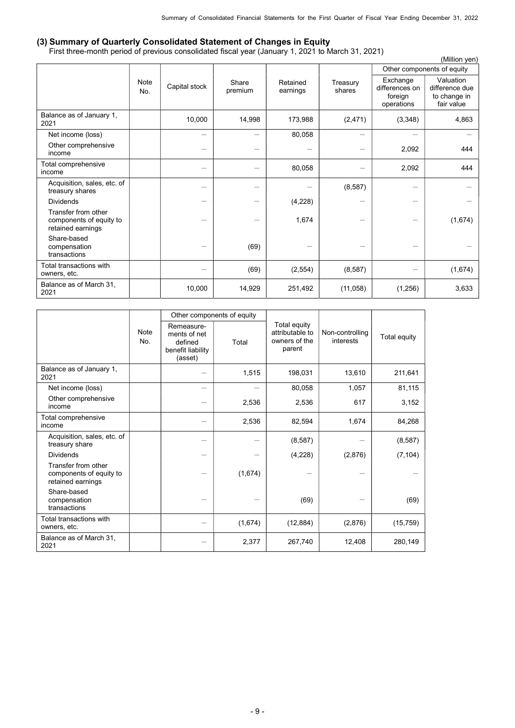### (3) Summary of Quarterly Consolidated Statement of Changes in Equity

First three-month period of previous consolidated fiscal year (January 1, 2021 to March 31, 2021)

(Million yen)

| | Note No. | Capital stock | Share premium | Retained earnings | Treasury shares | Other components of equity | |
|---|---|---|---|---|---|---|---|
| | | | | | | Exchange differences on foreign operations | Valuation difference due to change in fair value |
| Balance as of January 1, 2021 | | 10,000 | 14,998 | 173,988 | (2,471) | (3,348) | 4,863 |
| Net income (loss) | | － | － | 80,058 | － | － | － |
| Other comprehensive income | | － | － | － | － | 2,092 | 444 |
| Total comprehensive income | | － | － | 80,058 | － | 2,092 | 444 |
| Acquisition, sales, etc. of treasury shares | | － | － | － | (8,587) | － | － |
| Dividends | | － | － | (4,228) | － | － | － |
| Transfer from other components of equity to retained earnings | | － | － | 1,674 | － | － | (1,674) |
| Share-based compensation transactions | | － | (69) | － | － | － | － |
| Total transactions with owners, etc. | | － | (69) | (2,554) | (8,587) | － | (1,674) |
| Balance as of March 31, 2021 | | 10,000 | 14,929 | 251,492 | (11,058) | (1,256) | 3,633 |

| | Note No. | Other components of equity | | Total equity attributable to owners of the parent | Non-controlling interests | Total equity |
|---|---|---|---|---|---|---|
| | | Remeasure-ments of net defined benefit liability (asset) | Total | | | |
| Balance as of January 1, 2021 | | － | 1,515 | 198,031 | 13,610 | 211,641 |
| Net income (loss) | | － | － | 80,058 | 1,057 | 81,115 |
| Other comprehensive income | | － | 2,536 | 2,536 | 617 | 3,152 |
| Total comprehensive income | | － | 2,536 | 82,594 | 1,674 | 84,268 |
| Acquisition, sales, etc. of treasury share | | － | － | (8,587) | － | (8,587) |
| Dividends | | － | － | (4,228) | (2,876) | (7,104) |
| Transfer from other components of equity to retained earnings | | － | (1,674) | － | － | － |
| Share-based compensation transactions | | － | － | (69) | － | (69) |
| Total transactions with owners, etc. | | － | (1,674) | (12,884) | (2,876) | (15,759) |
| Balance as of March 31, 2021 | | － | 2,377 | 267,740 | 12,408 | 280,149 |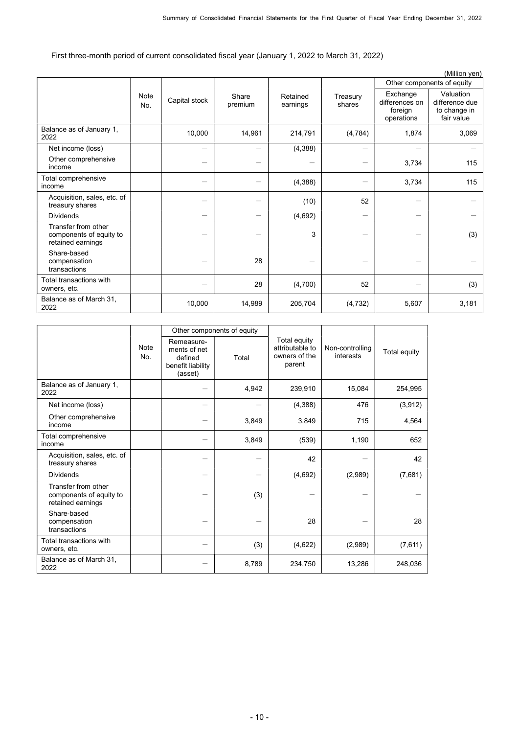First three-month period of current consolidated fiscal year (January 1, 2022 to March 31, 2022)

(Million yen)

| | Note No. | Capital stock | Share premium | Retained earnings | Treasury shares | Other components of equity | |
|---|---|---|---|---|---|---|---|
| | | | | | | Exchange differences on foreign operations | Valuation difference due to change in fair value |
| Balance as of January 1, 2022 | | 10,000 | 14,961 | 214,791 | (4,784) | 1,874 | 3,069 |
| Net income (loss) | | — | — | (4,388) | — | — | — |
| Other comprehensive income | | — | — | — | — | 3,734 | 115 |
| Total comprehensive income | | — | — | (4,388) | — | 3,734 | 115 |
| Acquisition, sales, etc. of treasury shares | | — | — | (10) | 52 | — | — |
| Dividends | | — | — | (4,692) | — | — | — |
| Transfer from other components of equity to retained earnings | | — | — | 3 | — | — | (3) |
| Share-based compensation transactions | | — | 28 | — | — | — | — |
| Total transactions with owners, etc. | | — | 28 | (4,700) | 52 | — | (3) |
| Balance as of March 31, 2022 | | 10,000 | 14,989 | 205,704 | (4,732) | 5,607 | 3,181 |

| | Note No. | Other components of equity | | Total equity attributable to owners of the parent | Non-controlling interests | Total equity |
|---|---|---|---|---|---|---|
| | | Remeasure-ments of net defined benefit liability (asset) | Total | | | |
| Balance as of January 1, 2022 | | — | 4,942 | 239,910 | 15,084 | 254,995 |
| Net income (loss) | | — | — | (4,388) | 476 | (3,912) |
| Other comprehensive income | | — | 3,849 | 3,849 | 715 | 4,564 |
| Total comprehensive income | | — | 3,849 | (539) | 1,190 | 652 |
| Acquisition, sales, etc. of treasury shares | | — | — | 42 | — | 42 |
| Dividends | | — | — | (4,692) | (2,989) | (7,681) |
| Transfer from other components of equity to retained earnings | | — | (3) | — | — | — |
| Share-based compensation transactions | | — | — | 28 | — | 28 |
| Total transactions with owners, etc. | | — | (3) | (4,622) | (2,989) | (7,611) |
| Balance as of March 31, 2022 | | — | 8,789 | 234,750 | 13,286 | 248,036 |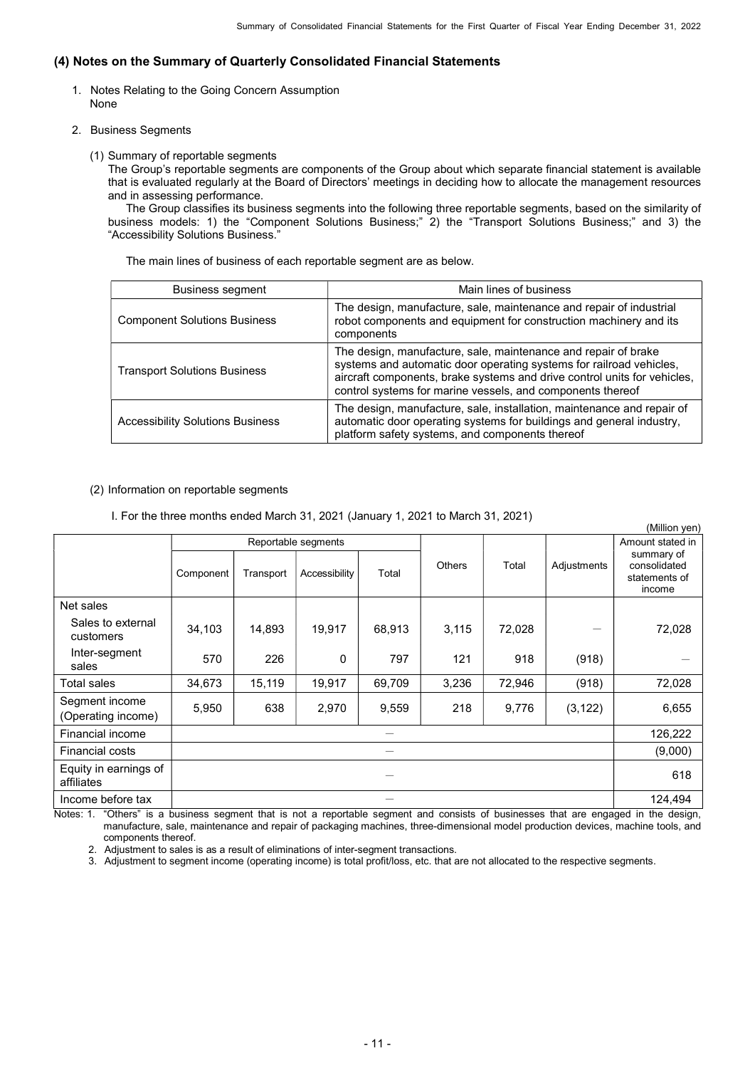## (4) Notes on the Summary of Quarterly Consolidated Financial Statements

1. Notes Relating to the Going Concern Assumption
   None

2. Business Segments

   (1) Summary of reportable segments
   The Group's reportable segments are components of the Group about which separate financial statement is available that is evaluated regularly at the Board of Directors' meetings in deciding how to allocate the management resources and in assessing performance.
   The Group classifies its business segments into the following three reportable segments, based on the similarity of business models: 1) the "Component Solutions Business;" 2) the "Transport Solutions Business;" and 3) the "Accessibility Solutions Business."

   The main lines of business of each reportable segment are as below.

| Business segment | Main lines of business |
|---|---|
| Component Solutions Business | The design, manufacture, sale, maintenance and repair of industrial robot components and equipment for construction machinery and its components |
| Transport Solutions Business | The design, manufacture, sale, maintenance and repair of brake systems and automatic door operating systems for railroad vehicles, aircraft components, brake systems and drive control units for vehicles, control systems for marine vessels, and components thereof |
| Accessibility Solutions Business | The design, manufacture, sale, installation, maintenance and repair of automatic door operating systems for buildings and general industry, platform safety systems, and components thereof |

   (2) Information on reportable segments

   I. For the three months ended March 31, 2021 (January 1, 2021 to March 31, 2021)

(Million yen)

| | Reportable segments | | | | Others | Total | Adjustments | Amount stated in summary of consolidated statements of income |
|---|---|---|---|---|---|---|---|---|
| | Component | Transport | Accessibility | Total | | | | |
| Net sales | | | | | | | | |
| Sales to external customers | 34,103 | 14,893 | 19,917 | 68,913 | 3,115 | 72,028 | — | 72,028 |
| Inter-segment sales | 570 | 226 | 0 | 797 | 121 | 918 | (918) | — |
| Total sales | 34,673 | 15,119 | 19,917 | 69,709 | 3,236 | 72,946 | (918) | 72,028 |
| Segment income (Operating income) | 5,950 | 638 | 2,970 | 9,559 | 218 | 9,776 | (3,122) | 6,655 |
| Financial income | — | | | | | | | 126,222 |
| Financial costs | — | | | | | | | (9,000) |
| Equity in earnings of affiliates | — | | | | | | | 618 |
| Income before tax | — | | | | | | | 124,494 |

Notes: 1. "Others" is a business segment that is not a reportable segment and consists of businesses that are engaged in the design, manufacture, sale, maintenance and repair of packaging machines, three-dimensional model production devices, machine tools, and components thereof.
2. Adjustment to sales is as a result of eliminations of inter-segment transactions.
3. Adjustment to segment income (operating income) is total profit/loss, etc. that are not allocated to the respective segments.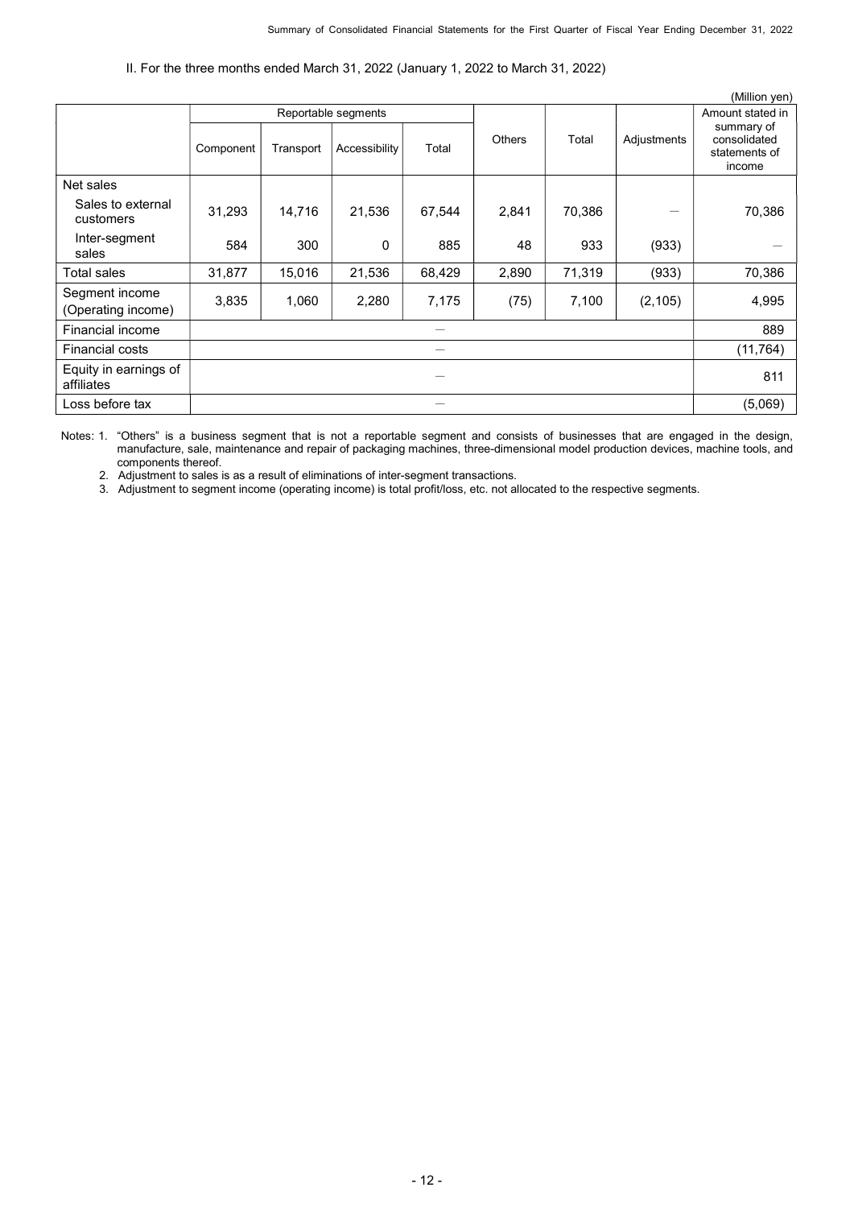II. For the three months ended March 31, 2022 (January 1, 2022 to March 31, 2022)

(Million yen)

| | Reportable segments | | | | Others | Total | Adjustments | Amount stated in summary of consolidated statements of income |
|---|---|---|---|---|---|---|---|---|
| | Component | Transport | Accessibility | Total | | | | |
| Net sales | | | | | | | | |
| Sales to external customers | 31,293 | 14,716 | 21,536 | 67,544 | 2,841 | 70,386 | — | 70,386 |
| Inter-segment sales | 584 | 300 | 0 | 885 | 48 | 933 | (933) | — |
| Total sales | 31,877 | 15,016 | 21,536 | 68,429 | 2,890 | 71,319 | (933) | 70,386 |
| Segment income (Operating income) | 3,835 | 1,060 | 2,280 | 7,175 | (75) | 7,100 | (2,105) | 4,995 |
| Financial income | — | | | | | | | 889 |
| Financial costs | — | | | | | | | (11,764) |
| Equity in earnings of affiliates | — | | | | | | | 811 |
| Loss before tax | — | | | | | | | (5,069) |

Notes: 1. "Others" is a business segment that is not a reportable segment and consists of businesses that are engaged in the design, manufacture, sale, maintenance and repair of packaging machines, three-dimensional model production devices, machine tools, and components thereof.

2. Adjustment to sales is as a result of eliminations of inter-segment transactions.

3. Adjustment to segment income (operating income) is total profit/loss, etc. not allocated to the respective segments.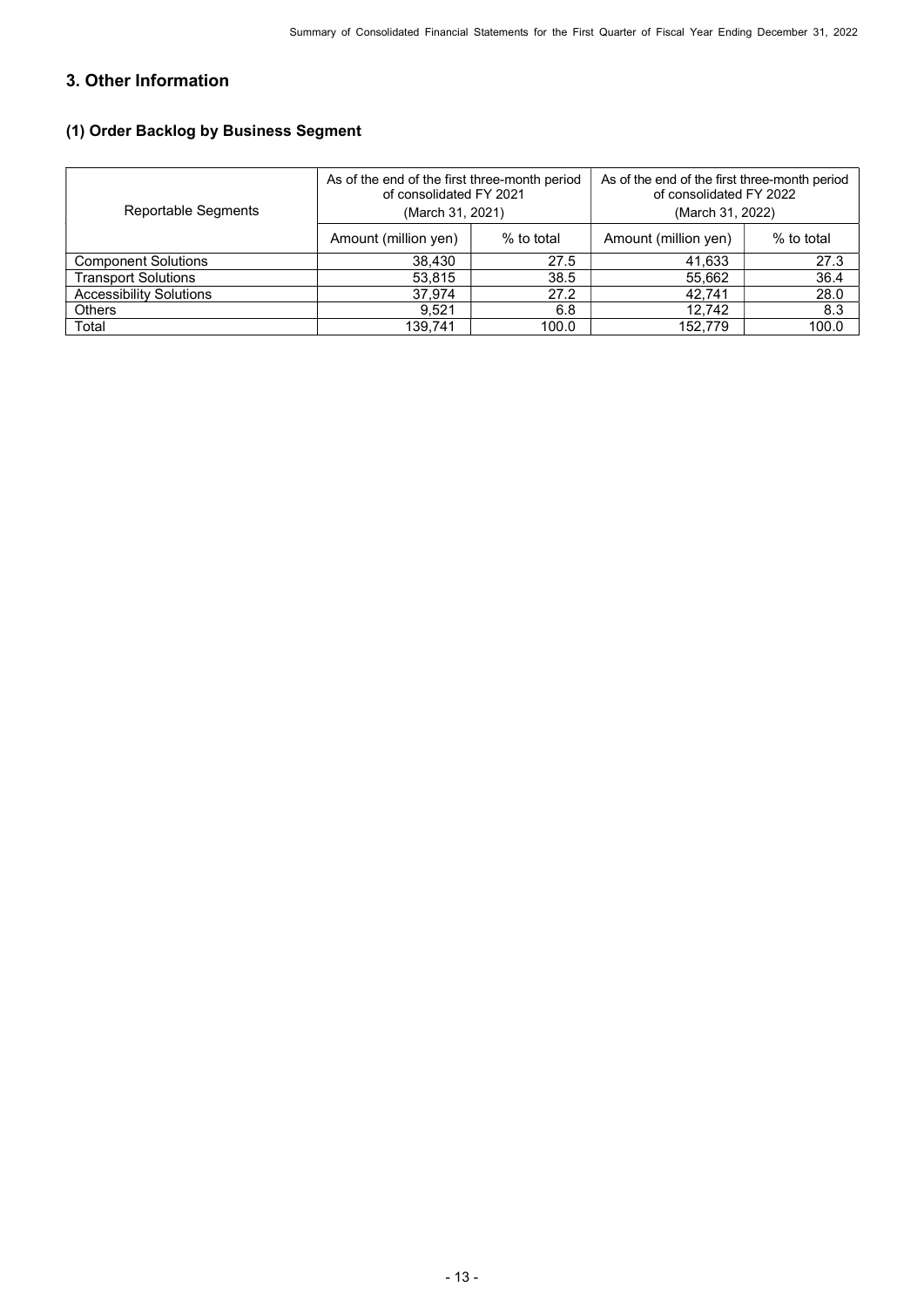## 3. Other Information

### (1) Order Backlog by Business Segment

| Reportable Segments | As of the end of the first three-month period of consolidated FY 2021 (March 31, 2021) | | As of the end of the first three-month period of consolidated FY 2022 (March 31, 2022) | |
|---|---|---|---|---|
| | Amount (million yen) | % to total | Amount (million yen) | % to total |
| Component Solutions | 38,430 | 27.5 | 41,633 | 27.3 |
| Transport Solutions | 53,815 | 38.5 | 55,662 | 36.4 |
| Accessibility Solutions | 37,974 | 27.2 | 42,741 | 28.0 |
| Others | 9,521 | 6.8 | 12,742 | 8.3 |
| Total | 139,741 | 100.0 | 152,779 | 100.0 |